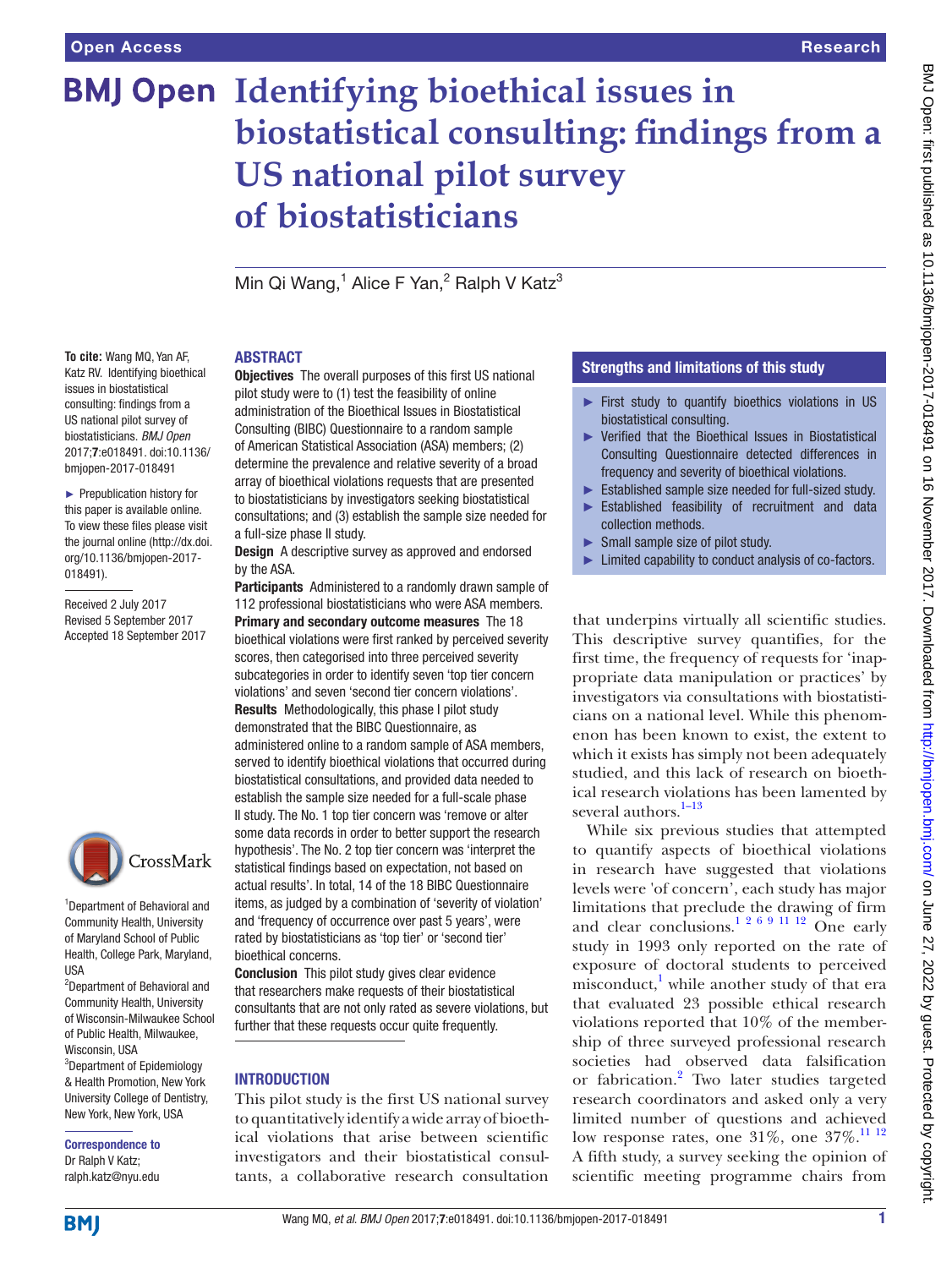# Identifying bioethical issues in biostatistical consulting: findings from a US national pilot survey of biostatisticians

Min Qi Wang,[1] Alice F Yan,[2] Ralph V Katz[3]

**To cite:** Wang MQ, Yan AF, Katz RV. Identifying bioethical issues in biostatistical consulting: findings from a US national pilot survey of biostatisticians. *BMJ Open* 2017;**7**:e018491. doi:10.1136/bmjopen-2017-018491

► Prepublication history for this paper is available online. To view these files please visit the journal online (http://dx.doi.org/10.1136/bmjopen-2017-018491).

Received 2 July 2017
Revised 5 September 2017
Accepted 18 September 2017

[1]Department of Behavioral and Community Health, University of Maryland School of Public Health, College Park, Maryland, USA
[2]Department of Behavioral and Community Health, University of Wisconsin-Milwaukee School of Public Health, Milwaukee, Wisconsin, USA
[3]Department of Epidemiology & Health Promotion, New York University College of Dentistry, New York, New York, USA

**Correspondence to**
Dr Ralph V Katz;
ralph.katz@nyu.edu

## ABSTRACT

**Objectives** The overall purposes of this first US national pilot study were to (1) test the feasibility of online administration of the Bioethical Issues in Biostatistical Consulting (BIBC) Questionnaire to a random sample of American Statistical Association (ASA) members; (2) determine the prevalence and relative severity of a broad array of bioethical violations requests that are presented to biostatisticians by investigators seeking biostatistical consultations; and (3) establish the sample size needed for a full-size phase II study.

**Design** A descriptive survey as approved and endorsed by the ASA.

**Participants** Administered to a randomly drawn sample of 112 professional biostatisticians who were ASA members.

**Primary and secondary outcome measures** The 18 bioethical violations were first ranked by perceived severity scores, then categorised into three perceived severity subcategories in order to identify seven 'top tier concern violations' and seven 'second tier concern violations'.

**Results** Methodologically, this phase I pilot study demonstrated that the BIBC Questionnaire, as administered online to a random sample of ASA members, served to identify bioethical violations that occurred during biostatistical consultations, and provided data needed to establish the sample size needed for a full-scale phase II study. The No. 1 top tier concern was 'remove or alter some data records in order to better support the research hypothesis'. The No. 2 top tier concern was 'interpret the statistical findings based on expectation, not based on actual results'. In total, 14 of the 18 BIBC Questionnaire items, as judged by a combination of 'severity of violation' and 'frequency of occurrence over past 5 years', were rated by biostatisticians as 'top tier' or 'second tier' bioethical concerns.

**Conclusion** This pilot study gives clear evidence that researchers make requests of their biostatistical consultants that are not only rated as severe violations, but further that these requests occur quite frequently.

### Strengths and limitations of this study

- ► First study to quantify bioethics violations in US biostatistical consulting.
- ► Verified that the Bioethical Issues in Biostatistical Consulting Questionnaire detected differences in frequency and severity of bioethical violations.
- ► Established sample size needed for full-sized study.
- ► Established feasibility of recruitment and data collection methods.
- ► Small sample size of pilot study.
- ► Limited capability to conduct analysis of co-factors.

## INTRODUCTION

This pilot study is the first US national survey to quantitatively identify a wide array of bioethical violations that arise between scientific investigators and their biostatistical consultants, a collaborative research consultation that underpins virtually all scientific studies. This descriptive survey quantifies, for the first time, the frequency of requests for 'inappropriate data manipulation or practices' by investigators via consultations with biostatisticians on a national level. While this phenomenon has been known to exist, the extent to which it exists has simply not been adequately studied, and this lack of research on bioethical research violations has been lamented by several authors.[1–13]

While six previous studies that attempted to quantify aspects of bioethical violations in research have suggested that violations levels were 'of concern', each study has major limitations that preclude the drawing of firm and clear conclusions.[1 2 6 9 11 12] One early study in 1993 only reported on the rate of exposure of doctoral students to perceived misconduct,[1] while another study of that era that evaluated 23 possible ethical research violations reported that 10% of the membership of three surveyed professional research societies had observed data falsification or fabrication.[2] Two later studies targeted research coordinators and asked only a very limited number of questions and achieved low response rates, one 31%, one 37%.[11 12] A fifth study, a survey seeking the opinion of scientific meeting programme chairs from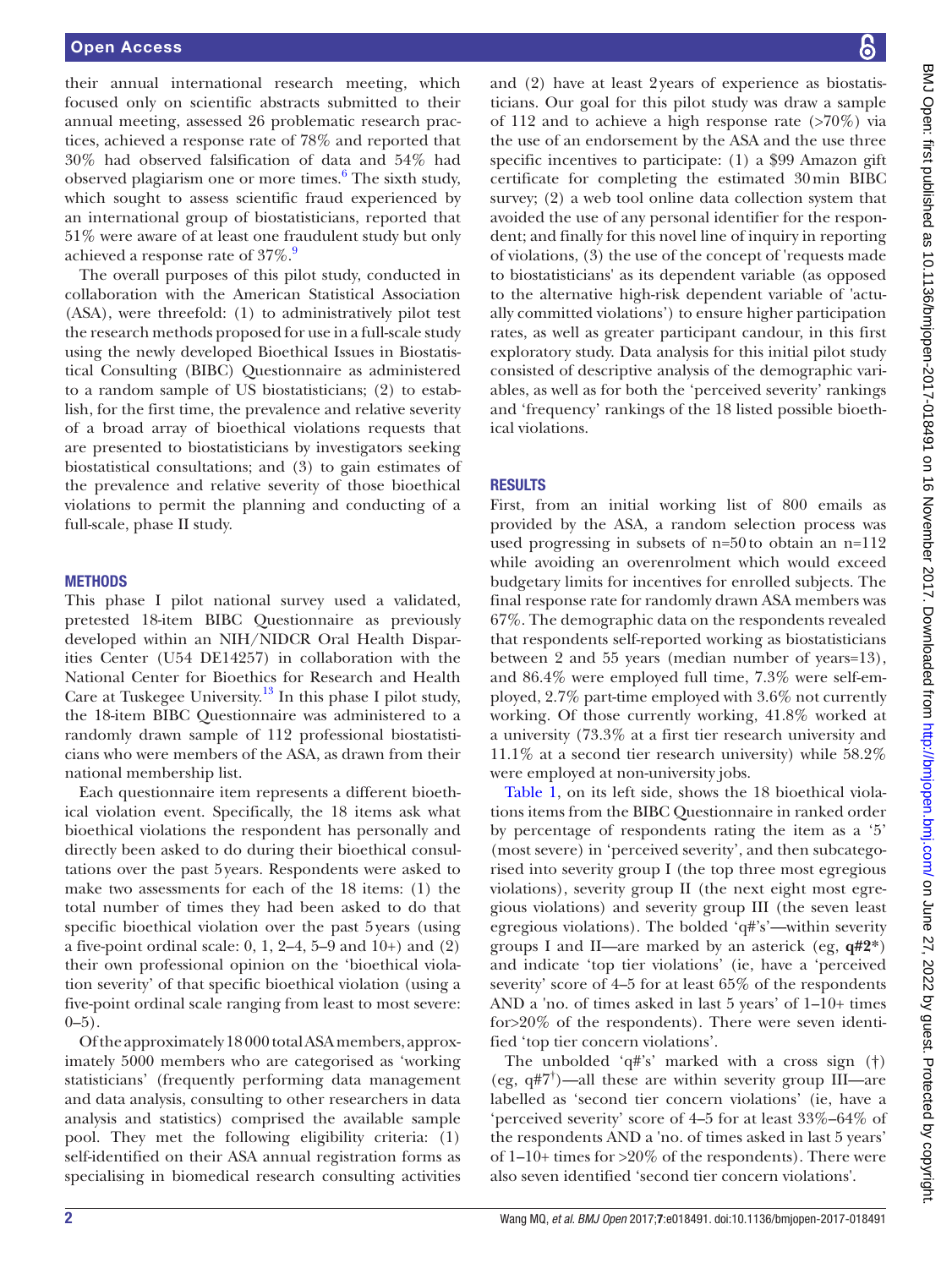their annual international research meeting, which focused only on scientific abstracts submitted to their annual meeting, assessed 26 problematic research practices, achieved a response rate of 78% and reported that 30% had observed falsification of data and 54% had observed plagiarism one or more times.[6] The sixth study, which sought to assess scientific fraud experienced by an international group of biostatisticians, reported that 51% were aware of at least one fraudulent study but only achieved a response rate of 37%.[9]

The overall purposes of this pilot study, conducted in collaboration with the American Statistical Association (ASA), were threefold: (1) to administratively pilot test the research methods proposed for use in a full-scale study using the newly developed Bioethical Issues in Biostatistical Consulting (BIBC) Questionnaire as administered to a random sample of US biostatisticians; (2) to establish, for the first time, the prevalence and relative severity of a broad array of bioethical violations requests that are presented to biostatisticians by investigators seeking biostatistical consultations; and (3) to gain estimates of the prevalence and relative severity of those bioethical violations to permit the planning and conducting of a full-scale, phase II study.

## METHODS

This phase I pilot national survey used a validated, pretested 18-item BIBC Questionnaire as previously developed within an NIH/NIDCR Oral Health Disparities Center (U54 DE14257) in collaboration with the National Center for Bioethics for Research and Health Care at Tuskegee University.[13] In this phase I pilot study, the 18-item BIBC Questionnaire was administered to a randomly drawn sample of 112 professional biostatisticians who were members of the ASA, as drawn from their national membership list.

Each questionnaire item represents a different bioethical violation event. Specifically, the 18 items ask what bioethical violations the respondent has personally and directly been asked to do during their bioethical consultations over the past 5 years. Respondents were asked to make two assessments for each of the 18 items: (1) the total number of times they had been asked to do that specific bioethical violation over the past 5 years (using a five-point ordinal scale: 0, 1, 2–4, 5–9 and 10+) and (2) their own professional opinion on the 'bioethical violation severity' of that specific bioethical violation (using a five-point ordinal scale ranging from least to most severe: 0–5).

Of the approximately 18 000 total ASA members, approximately 5000 members who are categorised as 'working statisticians' (frequently performing data management and data analysis, consulting to other researchers in data analysis and statistics) comprised the available sample pool. They met the following eligibility criteria: (1) self-identified on their ASA annual registration forms as specialising in biomedical research consulting activities and (2) have at least 2 years of experience as biostatisticians. Our goal for this pilot study was draw a sample of 112 and to achieve a high response rate (>70%) via the use of an endorsement by the ASA and the use three specific incentives to participate: (1) a $99 Amazon gift certificate for completing the estimated 30 min BIBC survey; (2) a web tool online data collection system that avoided the use of any personal identifier for the respondent; and finally for this novel line of inquiry in reporting of violations, (3) the use of the concept of 'requests made to biostatisticians' as its dependent variable (as opposed to the alternative high-risk dependent variable of 'actually committed violations') to ensure higher participation rates, as well as greater participant candour, in this first exploratory study. Data analysis for this initial pilot study consisted of descriptive analysis of the demographic variables, as well as for both the 'perceived severity' rankings and 'frequency' rankings of the 18 listed possible bioethical violations.

## RESULTS

First, from an initial working list of 800 emails as provided by the ASA, a random selection process was used progressing in subsets of n=50 to obtain an n=112 while avoiding an overenrolment which would exceed budgetary limits for incentives for enrolled subjects. The final response rate for randomly drawn ASA members was 67%. The demographic data on the respondents revealed that respondents self-reported working as biostatisticians between 2 and 55 years (median number of years=13), and 86.4% were employed full time, 7.3% were self-employed, 2.7% part-time employed with 3.6% not currently working. Of those currently working, 41.8% worked at a university (73.3% at a first tier research university and 11.1% at a second tier research university) while 58.2% were employed at non-university jobs.

Table 1, on its left side, shows the 18 bioethical violations items from the BIBC Questionnaire in ranked order by percentage of respondents rating the item as a '5' (most severe) in 'perceived severity', and then subcategorised into severity group I (the top three most egregious violations), severity group II (the next eight most egregious violations) and severity group III (the seven least egregious violations). The bolded 'q#'s'—within severity groups I and II—are marked by an asterick (eg, **q#2***) and indicate 'top tier violations' (ie, have a 'perceived severity' score of 4–5 for at least 65% of the respondents AND a 'no. of times asked in last 5 years' of 1–10+ times for>20% of the respondents). There were seven identified 'top tier concern violations'.

The unbolded 'q#'s' marked with a cross sign (†) (eg, q#7†)—all these are within severity group III—are labelled as 'second tier concern violations' (ie, have a 'perceived severity' score of 4–5 for at least 33%–64% of the respondents AND a 'no. of times asked in last 5 years' of 1–10+ times for >20% of the respondents). There were also seven identified 'second tier concern violations'.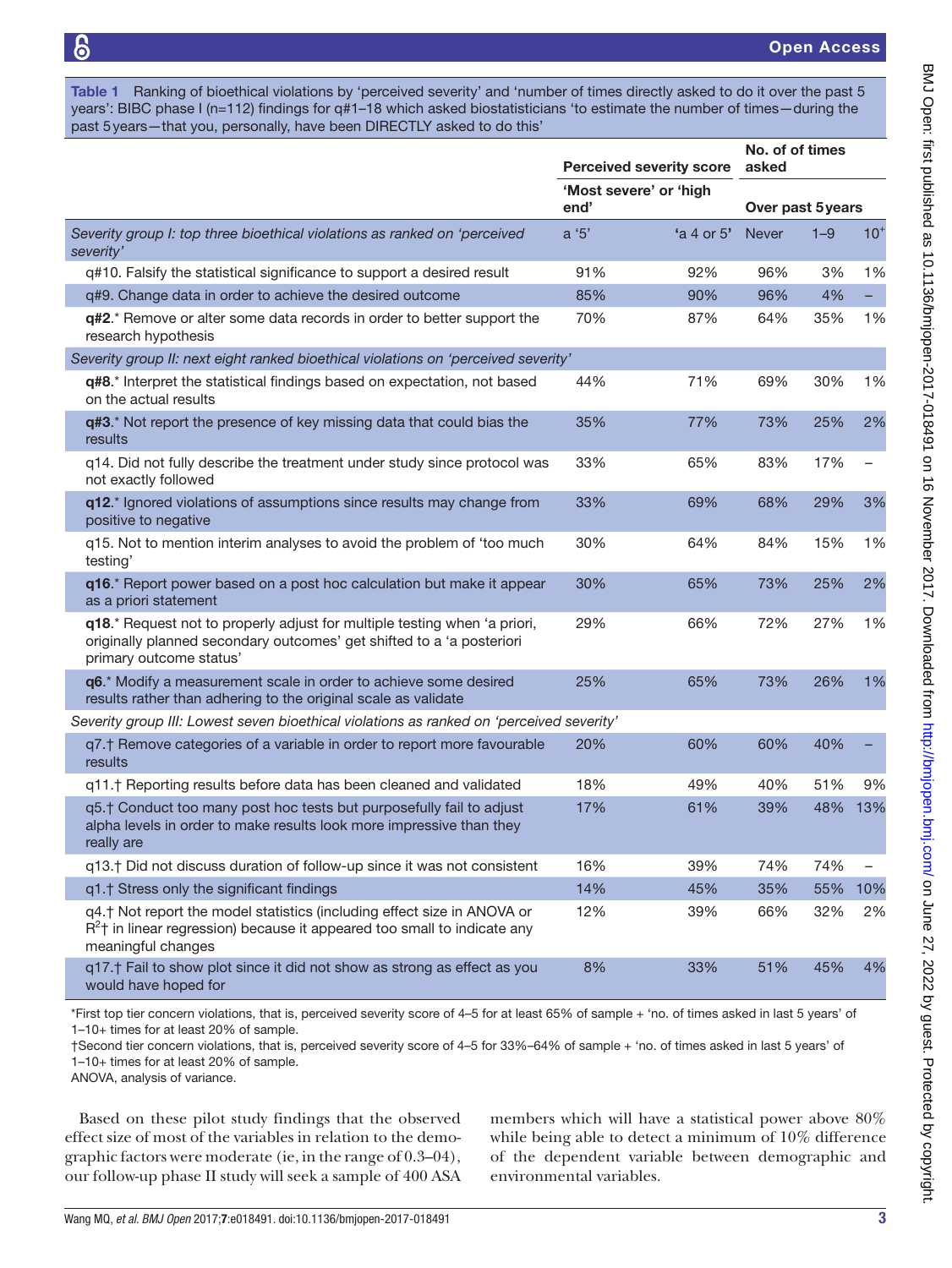**Table 1** Ranking of bioethical violations by 'perceived severity' and 'number of times directly asked to do it over the past 5 years': BIBC phase I (n=112) findings for q#1–18 which asked biostatisticians 'to estimate the number of times—during the past 5 years—that you, personally, have been DIRECTLY asked to do this'

| | Perceived severity score | | No. of of times asked | | |
|---|---|---|---|---|---|
| | 'Most severe' or 'high end' | | Over past 5 years | | |
| *Severity group I: top three bioethical violations as ranked on 'perceived severity'* | a '5' | 'a 4 or 5' | Never | 1–9 | 10⁺ |
| q#10. Falsify the statistical significance to support a desired result | 91% | 92% | 96% | 3% | 1% |
| q#9. Change data in order to achieve the desired outcome | 85% | 90% | 96% | 4% | – |
| **q#2.*** Remove or alter some data records in order to better support the research hypothesis | 70% | 87% | 64% | 35% | 1% |
| *Severity group II: next eight ranked bioethical violations on 'perceived severity'* | | | | | |
| **q#8.*** Interpret the statistical findings based on expectation, not based on the actual results | 44% | 71% | 69% | 30% | 1% |
| **q#3.*** Not report the presence of key missing data that could bias the results | 35% | 77% | 73% | 25% | 2% |
| q14. Did not fully describe the treatment under study since protocol was not exactly followed | 33% | 65% | 83% | 17% | – |
| **q12.*** Ignored violations of assumptions since results may change from positive to negative | 33% | 69% | 68% | 29% | 3% |
| q15. Not to mention interim analyses to avoid the problem of 'too much testing' | 30% | 64% | 84% | 15% | 1% |
| **q16.*** Report power based on a post hoc calculation but make it appear as a priori statement | 30% | 65% | 73% | 25% | 2% |
| **q18.*** Request not to properly adjust for multiple testing when 'a priori, originally planned secondary outcomes' get shifted to a 'a posteriori primary outcome status' | 29% | 66% | 72% | 27% | 1% |
| **q6.*** Modify a measurement scale in order to achieve some desired results rather than adhering to the original scale as validate | 25% | 65% | 73% | 26% | 1% |
| *Severity group III: Lowest seven bioethical violations as ranked on 'perceived severity'* | | | | | |
| q7.† Remove categories of a variable in order to report more favourable results | 20% | 60% | 60% | 40% | – |
| q11.† Reporting results before data has been cleaned and validated | 18% | 49% | 40% | 51% | 9% |
| q5.† Conduct too many post hoc tests but purposefully fail to adjust alpha levels in order to make results look more impressive than they really are | 17% | 61% | 39% | 48% | 13% |
| q13.† Did not discuss duration of follow-up since it was not consistent | 16% | 39% | 74% | 74% | – |
| q1.† Stress only the significant findings | 14% | 45% | 35% | 55% | 10% |
| q4.† Not report the model statistics (including effect size in ANOVA or $R^2$† in linear regression) because it appeared too small to indicate any meaningful changes | 12% | 39% | 66% | 32% | 2% |
| q17.† Fail to show plot since it did not show as strong as effect as you would have hoped for | 8% | 33% | 51% | 45% | 4% |

*First top tier concern violations, that is, perceived severity score of 4–5 for at least 65% of sample + 'no. of times asked in last 5 years' of 1–10+ times for at least 20% of sample.
†Second tier concern violations, that is, perceived severity score of 4–5 for 33%–64% of sample + 'no. of times asked in last 5 years' of 1–10+ times for at least 20% of sample.
ANOVA, analysis of variance.

Based on these pilot study findings that the observed effect size of most of the variables in relation to the demographic factors were moderate (ie, in the range of 0.3–04), our follow-up phase II study will seek a sample of 400 ASA members which will have a statistical power above 80% while being able to detect a minimum of 10% difference of the dependent variable between demographic and environmental variables.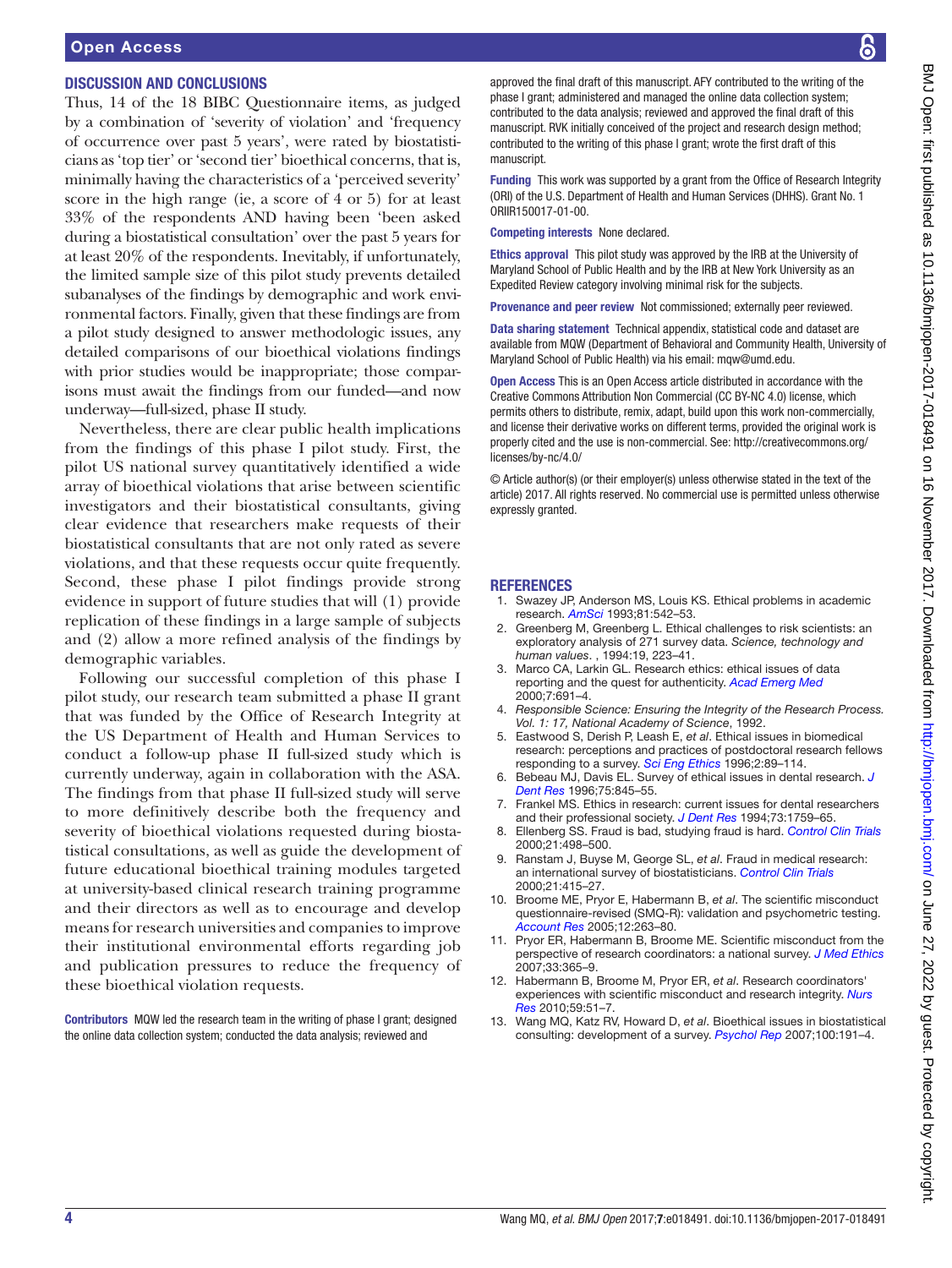## DISCUSSION AND CONCLUSIONS

Thus, 14 of the 18 BIBC Questionnaire items, as judged by a combination of 'severity of violation' and 'frequency of occurrence over past 5 years', were rated by biostatisticians as 'top tier' or 'second tier' bioethical concerns, that is, minimally having the characteristics of a 'perceived severity' score in the high range (ie, a score of 4 or 5) for at least 33% of the respondents AND having been 'been asked during a biostatistical consultation' over the past 5 years for at least 20% of the respondents. Inevitably, if unfortunately, the limited sample size of this pilot study prevents detailed subanalyses of the findings by demographic and work environmental factors. Finally, given that these findings are from a pilot study designed to answer methodologic issues, any detailed comparisons of our bioethical violations findings with prior studies would be inappropriate; those comparisons must await the findings from our funded—and now underway—full-sized, phase II study.

Nevertheless, there are clear public health implications from the findings of this phase I pilot study. First, the pilot US national survey quantitatively identified a wide array of bioethical violations that arise between scientific investigators and their biostatistical consultants, giving clear evidence that researchers make requests of their biostatistical consultants that are not only rated as severe violations, and that these requests occur quite frequently. Second, these phase I pilot findings provide strong evidence in support of future studies that will (1) provide replication of these findings in a large sample of subjects and (2) allow a more refined analysis of the findings by demographic variables.

Following our successful completion of this phase I pilot study, our research team submitted a phase II grant that was funded by the Office of Research Integrity at the US Department of Health and Human Services to conduct a follow-up phase II full-sized study which is currently underway, again in collaboration with the ASA. The findings from that phase II full-sized study will serve to more definitively describe both the frequency and severity of bioethical violations requested during biostatistical consultations, as well as guide the development of future educational bioethical training modules targeted at university-based clinical research training programme and their directors as well as to encourage and develop means for research universities and companies to improve their institutional environmental efforts regarding job and publication pressures to reduce the frequency of these bioethical violation requests.

**Contributors** MQW led the research team in the writing of phase I grant; designed the online data collection system; conducted the data analysis; reviewed and approved the final draft of this manuscript. AFY contributed to the writing of the phase I grant; administered and managed the online data collection system; contributed to the data analysis; reviewed and approved the final draft of this manuscript. RVK initially conceived of the project and research design method; contributed to the writing of this phase I grant; wrote the first draft of this manuscript.

**Funding** This work was supported by a grant from the Office of Research Integrity (ORI) of the U.S. Department of Health and Human Services (DHHS). Grant No. 1 ORIIR150017-01-00.

**Competing interests** None declared.

**Ethics approval** This pilot study was approved by the IRB at the University of Maryland School of Public Health and by the IRB at New York University as an Expedited Review category involving minimal risk for the subjects.

**Provenance and peer review** Not commissioned; externally peer reviewed.

**Data sharing statement** Technical appendix, statistical code and dataset are available from MQW (Department of Behavioral and Community Health, University of Maryland School of Public Health) via his email: mqw@umd.edu.

**Open Access** This is an Open Access article distributed in accordance with the Creative Commons Attribution Non Commercial (CC BY-NC 4.0) license, which permits others to distribute, remix, adapt, build upon this work non-commercially, and license their derivative works on different terms, provided the original work is properly cited and the use is non-commercial. See: http://creativecommons.org/licenses/by-nc/4.0/

© Article author(s) (or their employer(s) unless otherwise stated in the text of the article) 2017. All rights reserved. No commercial use is permitted unless otherwise expressly granted.

## REFERENCES

1. Swazey JP, Anderson MS, Louis KS. Ethical problems in academic research. *AmSci* 1993;81:542–53.
2. Greenberg M, Greenberg L. Ethical challenges to risk scientists: an exploratory analysis of 271 survey data. *Science, technology and human values*. , 1994:19, 223–41.
3. Marco CA, Larkin GL. Research ethics: ethical issues of data reporting and the quest for authenticity. *Acad Emerg Med* 2000;7:691–4.
4. *Responsible Science: Ensuring the Integrity of the Research Process. Vol. 1: 17, National Academy of Science*, 1992.
5. Eastwood S, Derish P, Leash E, *et al*. Ethical issues in biomedical research: perceptions and practices of postdoctoral research fellows responding to a survey. *Sci Eng Ethics* 1996;2:89–114.
6. Bebeau MJ, Davis EL. Survey of ethical issues in dental research. *J Dent Res* 1996;75:845–55.
7. Frankel MS. Ethics in research: current issues for dental researchers and their professional society. *J Dent Res* 1994;73:1759–65.
8. Ellenberg SS. Fraud is bad, studying fraud is hard. *Control Clin Trials* 2000;21:498–500.
9. Ranstam J, Buyse M, George SL, *et al*. Fraud in medical research: an international survey of biostatisticians. *Control Clin Trials* 2000;21:415–27.
10. Broome ME, Pryor E, Habermann B, *et al*. The scientific misconduct questionnaire-revised (SMQ-R): validation and psychometric testing. *Account Res* 2005;12:263–80.
11. Pryor ER, Habermann B, Broome ME. Scientific misconduct from the perspective of research coordinators: a national survey. *J Med Ethics* 2007;33:365–9.
12. Habermann B, Broome M, Pryor ER, *et al*. Research coordinators' experiences with scientific misconduct and research integrity. *Nurs Res* 2010;59:51–7.
13. Wang MQ, Katz RV, Howard D, *et al*. Bioethical issues in biostatistical consulting: development of a survey. *Psychol Rep* 2007;100:191–4.